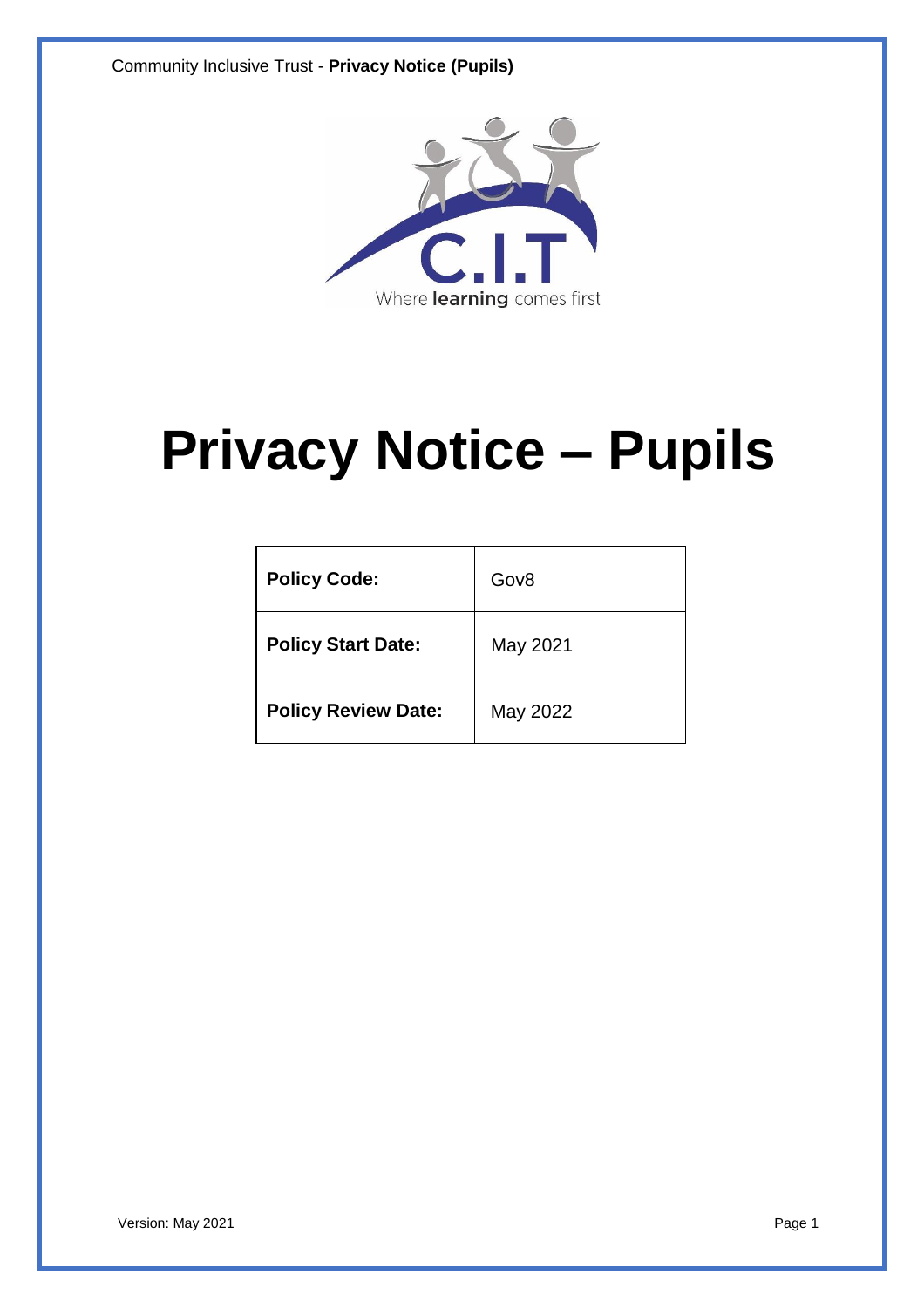# Privacy Notice – Pupils

| **Policy Code:** | Gov8 |
|---|---|
| **Policy Start Date:** | May 2021 |
| **Policy Review Date:** | May 2022 |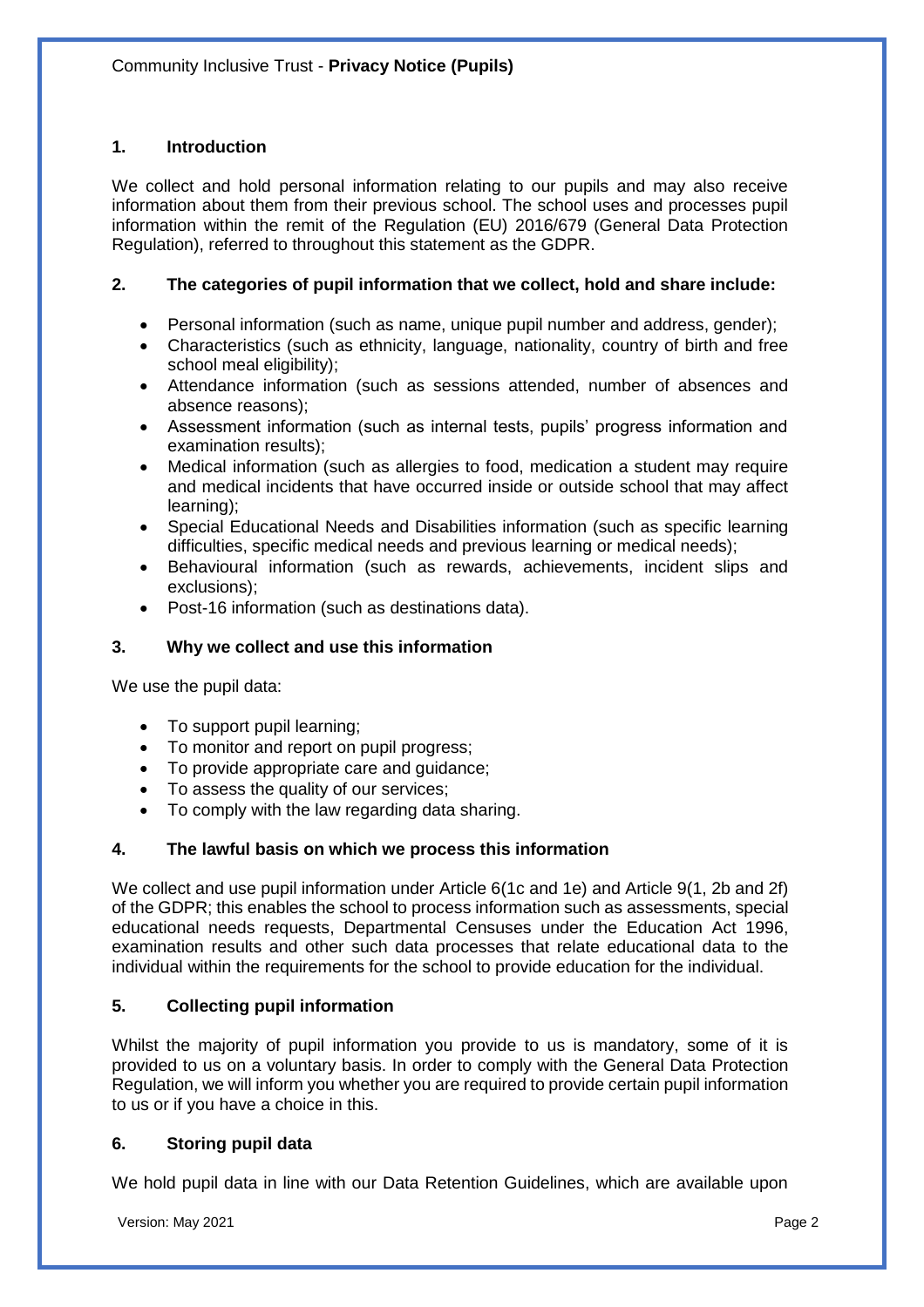## 1. Introduction

We collect and hold personal information relating to our pupils and may also receive information about them from their previous school. The school uses and processes pupil information within the remit of the Regulation (EU) 2016/679 (General Data Protection Regulation), referred to throughout this statement as the GDPR.

## 2. The categories of pupil information that we collect, hold and share include:

- Personal information (such as name, unique pupil number and address, gender);
- Characteristics (such as ethnicity, language, nationality, country of birth and free school meal eligibility);
- Attendance information (such as sessions attended, number of absences and absence reasons);
- Assessment information (such as internal tests, pupils' progress information and examination results);
- Medical information (such as allergies to food, medication a student may require and medical incidents that have occurred inside or outside school that may affect learning);
- Special Educational Needs and Disabilities information (such as specific learning difficulties, specific medical needs and previous learning or medical needs);
- Behavioural information (such as rewards, achievements, incident slips and exclusions);
- Post-16 information (such as destinations data).

## 3. Why we collect and use this information

We use the pupil data:

- To support pupil learning;
- To monitor and report on pupil progress;
- To provide appropriate care and guidance;
- To assess the quality of our services;
- To comply with the law regarding data sharing.

## 4. The lawful basis on which we process this information

We collect and use pupil information under Article 6(1c and 1e) and Article 9(1, 2b and 2f) of the GDPR; this enables the school to process information such as assessments, special educational needs requests, Departmental Censuses under the Education Act 1996, examination results and other such data processes that relate educational data to the individual within the requirements for the school to provide education for the individual.

## 5. Collecting pupil information

Whilst the majority of pupil information you provide to us is mandatory, some of it is provided to us on a voluntary basis. In order to comply with the General Data Protection Regulation, we will inform you whether you are required to provide certain pupil information to us or if you have a choice in this.

## 6. Storing pupil data

We hold pupil data in line with our Data Retention Guidelines, which are available upon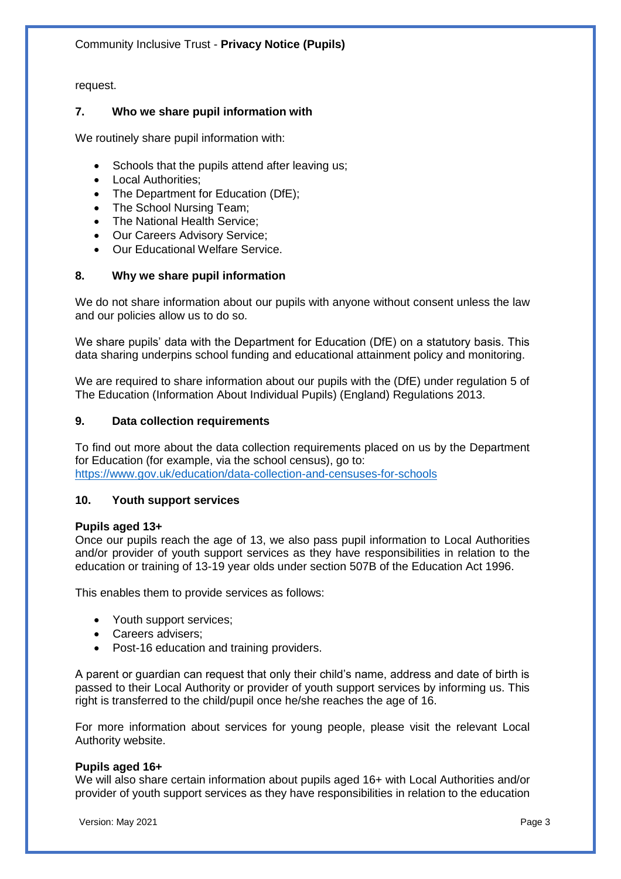request.

## 7. Who we share pupil information with

We routinely share pupil information with:

- Schools that the pupils attend after leaving us;
- Local Authorities;
- The Department for Education (DfE);
- The School Nursing Team;
- The National Health Service;
- Our Careers Advisory Service;
- Our Educational Welfare Service.

## 8. Why we share pupil information

We do not share information about our pupils with anyone without consent unless the law and our policies allow us to do so.

We share pupils' data with the Department for Education (DfE) on a statutory basis. This data sharing underpins school funding and educational attainment policy and monitoring.

We are required to share information about our pupils with the (DfE) under regulation 5 of The Education (Information About Individual Pupils) (England) Regulations 2013.

## 9. Data collection requirements

To find out more about the data collection requirements placed on us by the Department for Education (for example, via the school census), go to: https://www.gov.uk/education/data-collection-and-censuses-for-schools

## 10. Youth support services

**Pupils aged 13+**

Once our pupils reach the age of 13, we also pass pupil information to Local Authorities and/or provider of youth support services as they have responsibilities in relation to the education or training of 13-19 year olds under section 507B of the Education Act 1996.

This enables them to provide services as follows:

- Youth support services;
- Careers advisers;
- Post-16 education and training providers.

A parent or guardian can request that only their child's name, address and date of birth is passed to their Local Authority or provider of youth support services by informing us. This right is transferred to the child/pupil once he/she reaches the age of 16.

For more information about services for young people, please visit the relevant Local Authority website.

**Pupils aged 16+**

We will also share certain information about pupils aged 16+ with Local Authorities and/or provider of youth support services as they have responsibilities in relation to the education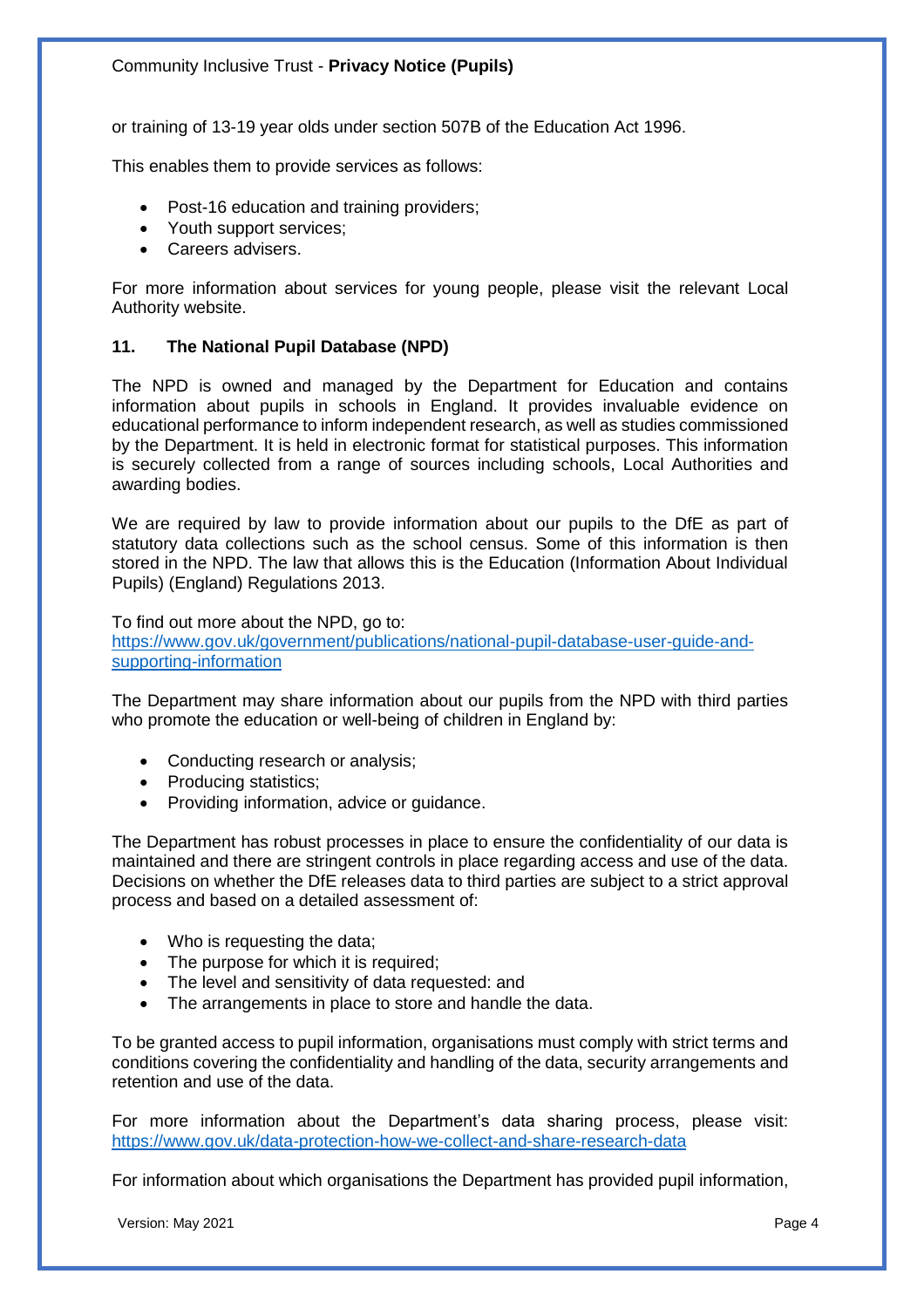or training of 13-19 year olds under section 507B of the Education Act 1996.

This enables them to provide services as follows:

- Post-16 education and training providers;
- Youth support services;
- Careers advisers.

For more information about services for young people, please visit the relevant Local Authority website.

## 11. The National Pupil Database (NPD)

The NPD is owned and managed by the Department for Education and contains information about pupils in schools in England. It provides invaluable evidence on educational performance to inform independent research, as well as studies commissioned by the Department. It is held in electronic format for statistical purposes. This information is securely collected from a range of sources including schools, Local Authorities and awarding bodies.

We are required by law to provide information about our pupils to the DfE as part of statutory data collections such as the school census. Some of this information is then stored in the NPD. The law that allows this is the Education (Information About Individual Pupils) (England) Regulations 2013.

To find out more about the NPD, go to:
[https://www.gov.uk/government/publications/national-pupil-database-user-guide-and-supporting-information](https://www.gov.uk/government/publications/national-pupil-database-user-guide-and-supporting-information)

The Department may share information about our pupils from the NPD with third parties who promote the education or well-being of children in England by:

- Conducting research or analysis;
- Producing statistics;
- Providing information, advice or guidance.

The Department has robust processes in place to ensure the confidentiality of our data is maintained and there are stringent controls in place regarding access and use of the data. Decisions on whether the DfE releases data to third parties are subject to a strict approval process and based on a detailed assessment of:

- Who is requesting the data;
- The purpose for which it is required;
- The level and sensitivity of data requested: and
- The arrangements in place to store and handle the data.

To be granted access to pupil information, organisations must comply with strict terms and conditions covering the confidentiality and handling of the data, security arrangements and retention and use of the data.

For more information about the Department's data sharing process, please visit: [https://www.gov.uk/data-protection-how-we-collect-and-share-research-data](https://www.gov.uk/data-protection-how-we-collect-and-share-research-data)

For information about which organisations the Department has provided pupil information,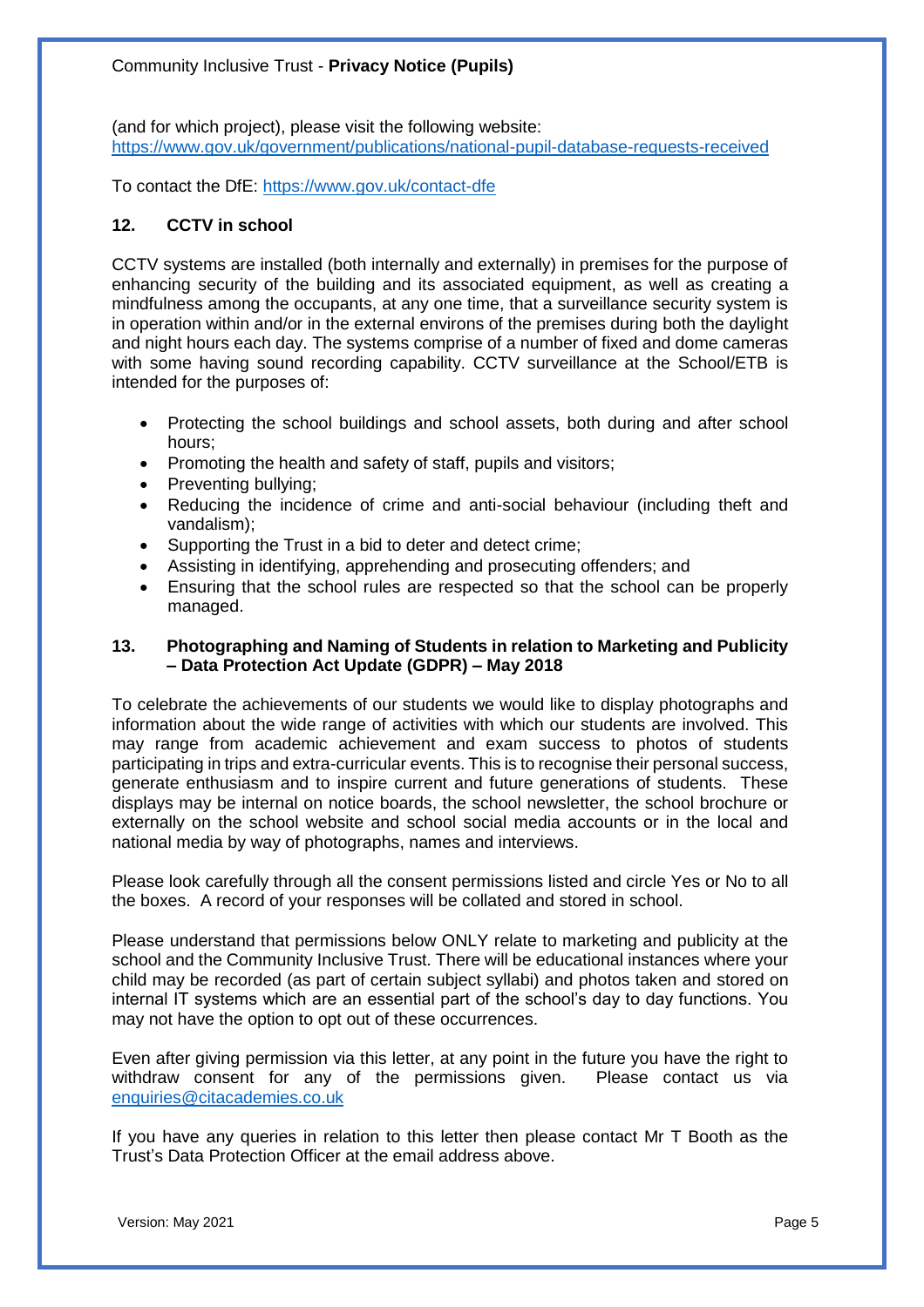(and for which project), please visit the following website: [https://www.gov.uk/government/publications/national-pupil-database-requests-received](https://www.gov.uk/government/publications/national-pupil-database-requests-received)

To contact the DfE: [https://www.gov.uk/contact-dfe](https://www.gov.uk/contact-dfe)

## 12. CCTV in school

CCTV systems are installed (both internally and externally) in premises for the purpose of enhancing security of the building and its associated equipment, as well as creating a mindfulness among the occupants, at any one time, that a surveillance security system is in operation within and/or in the external environs of the premises during both the daylight and night hours each day. The systems comprise of a number of fixed and dome cameras with some having sound recording capability. CCTV surveillance at the School/ETB is intended for the purposes of:

- Protecting the school buildings and school assets, both during and after school hours;
- Promoting the health and safety of staff, pupils and visitors;
- Preventing bullying;
- Reducing the incidence of crime and anti-social behaviour (including theft and vandalism);
- Supporting the Trust in a bid to deter and detect crime;
- Assisting in identifying, apprehending and prosecuting offenders; and
- Ensuring that the school rules are respected so that the school can be properly managed.

## 13. Photographing and Naming of Students in relation to Marketing and Publicity – Data Protection Act Update (GDPR) – May 2018

To celebrate the achievements of our students we would like to display photographs and information about the wide range of activities with which our students are involved. This may range from academic achievement and exam success to photos of students participating in trips and extra-curricular events. This is to recognise their personal success, generate enthusiasm and to inspire current and future generations of students. These displays may be internal on notice boards, the school newsletter, the school brochure or externally on the school website and school social media accounts or in the local and national media by way of photographs, names and interviews.

Please look carefully through all the consent permissions listed and circle Yes or No to all the boxes. A record of your responses will be collated and stored in school.

Please understand that permissions below ONLY relate to marketing and publicity at the school and the Community Inclusive Trust. There will be educational instances where your child may be recorded (as part of certain subject syllabi) and photos taken and stored on internal IT systems which are an essential part of the school's day to day functions. You may not have the option to opt out of these occurrences.

Even after giving permission via this letter, at any point in the future you have the right to withdraw consent for any of the permissions given. Please contact us via [enquiries@citacademies.co.uk](mailto:enquiries@citacademies.co.uk)

If you have any queries in relation to this letter then please contact Mr T Booth as the Trust's Data Protection Officer at the email address above.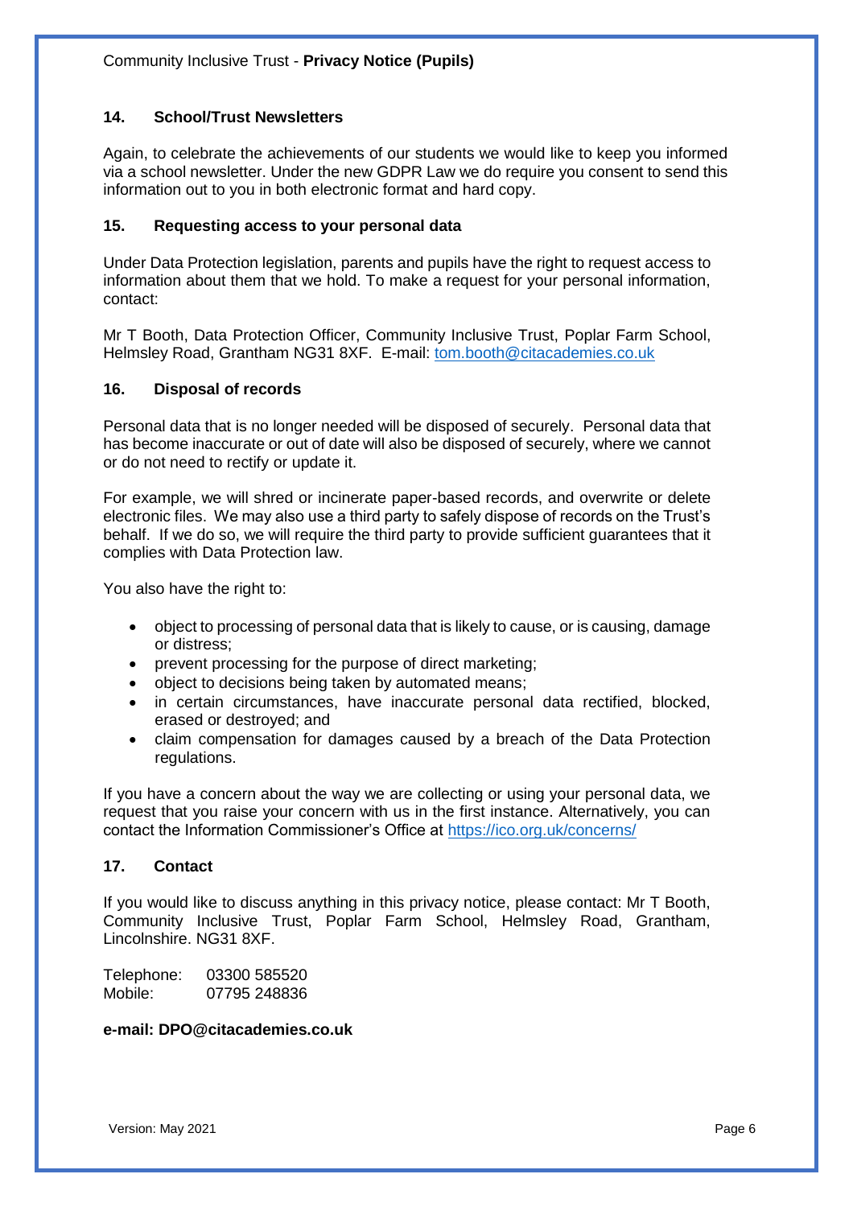## 14. School/Trust Newsletters

Again, to celebrate the achievements of our students we would like to keep you informed via a school newsletter. Under the new GDPR Law we do require you consent to send this information out to you in both electronic format and hard copy.

## 15. Requesting access to your personal data

Under Data Protection legislation, parents and pupils have the right to request access to information about them that we hold. To make a request for your personal information, contact:

Mr T Booth, Data Protection Officer, Community Inclusive Trust, Poplar Farm School, Helmsley Road, Grantham NG31 8XF. E-mail: tom.booth@citacademies.co.uk

## 16. Disposal of records

Personal data that is no longer needed will be disposed of securely. Personal data that has become inaccurate or out of date will also be disposed of securely, where we cannot or do not need to rectify or update it.

For example, we will shred or incinerate paper-based records, and overwrite or delete electronic files. We may also use a third party to safely dispose of records on the Trust's behalf. If we do so, we will require the third party to provide sufficient guarantees that it complies with Data Protection law.

You also have the right to:

- object to processing of personal data that is likely to cause, or is causing, damage or distress;
- prevent processing for the purpose of direct marketing;
- object to decisions being taken by automated means;
- in certain circumstances, have inaccurate personal data rectified, blocked, erased or destroyed; and
- claim compensation for damages caused by a breach of the Data Protection regulations.

If you have a concern about the way we are collecting or using your personal data, we request that you raise your concern with us in the first instance. Alternatively, you can contact the Information Commissioner's Office at https://ico.org.uk/concerns/

## 17. Contact

If you would like to discuss anything in this privacy notice, please contact: Mr T Booth, Community Inclusive Trust, Poplar Farm School, Helmsley Road, Grantham, Lincolnshire. NG31 8XF.

Telephone: 03300 585520
Mobile: 07795 248836

**e-mail: DPO@citacademies.co.uk**

Version: May 2021